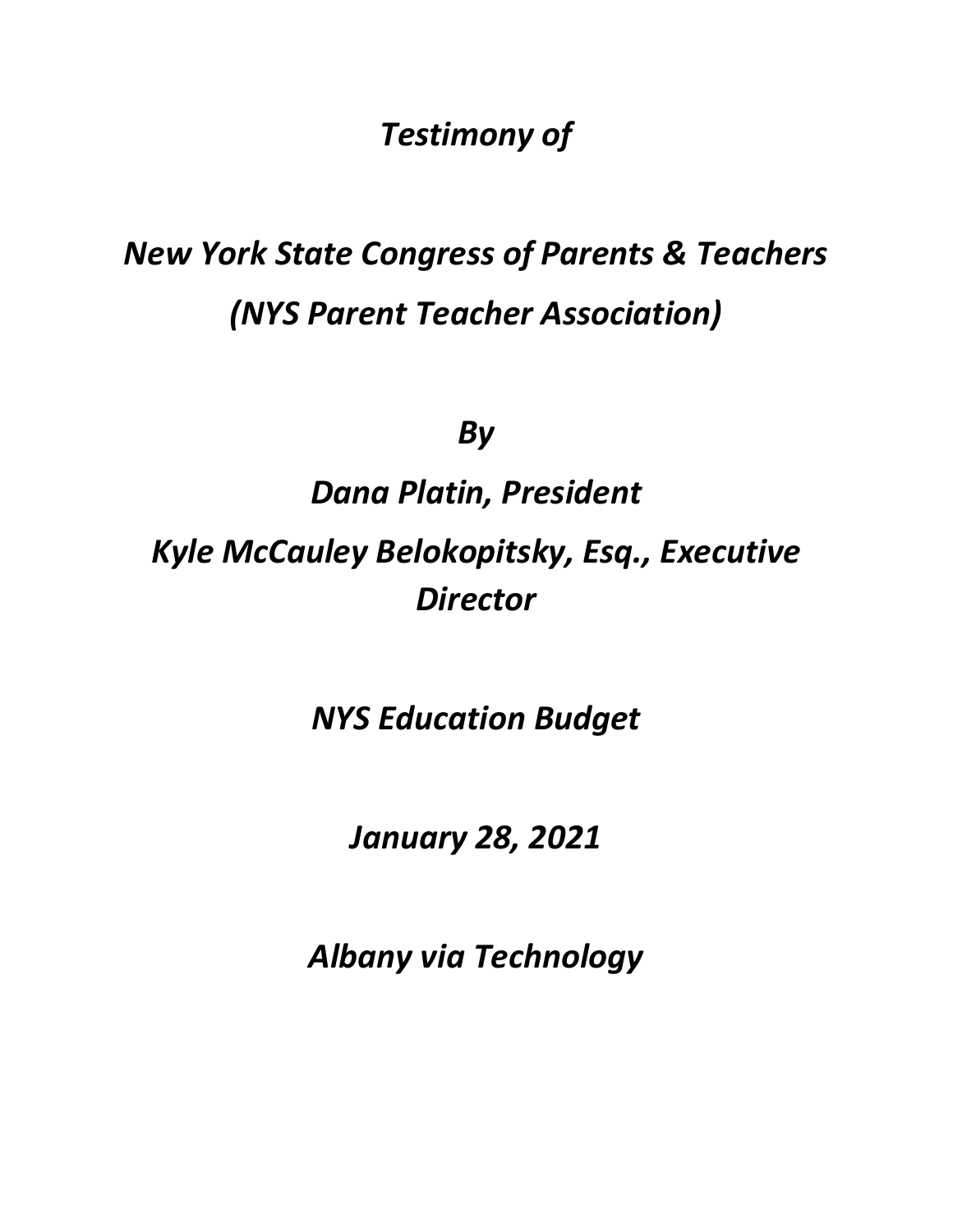*Testimony of*

*New York State Congress of Parents & Teachers*
*(NYS Parent Teacher Association)*

*By*

*Dana Platin, President*

*Kyle McCauley Belokopitsky, Esq., Executive Director*

*NYS Education Budget*

*January 28, 2021*

*Albany via Technology*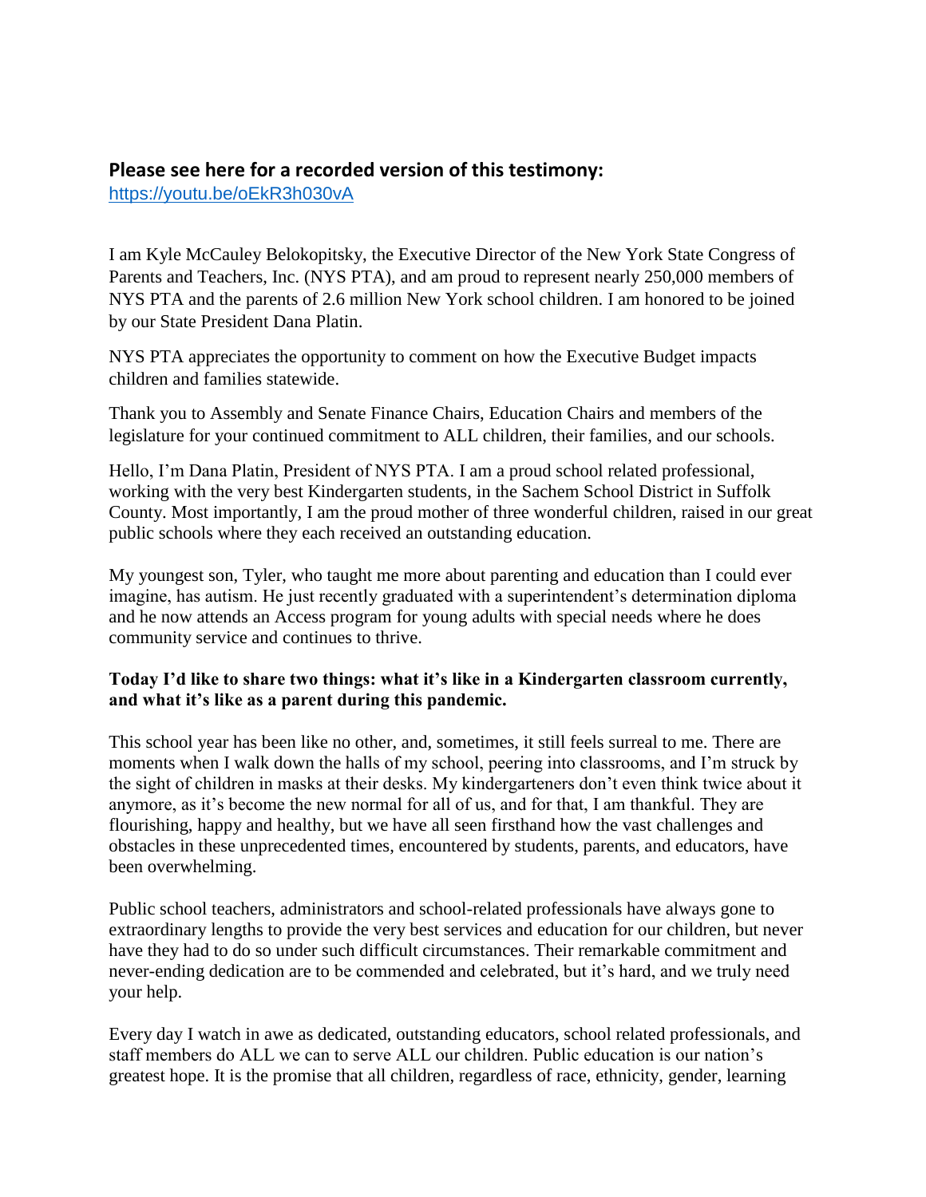## Please see here for a recorded version of this testimony:

https://youtu.be/oEkR3h030vA

I am Kyle McCauley Belokopitsky, the Executive Director of the New York State Congress of Parents and Teachers, Inc. (NYS PTA), and am proud to represent nearly 250,000 members of NYS PTA and the parents of 2.6 million New York school children. I am honored to be joined by our State President Dana Platin.

NYS PTA appreciates the opportunity to comment on how the Executive Budget impacts children and families statewide.

Thank you to Assembly and Senate Finance Chairs, Education Chairs and members of the legislature for your continued commitment to ALL children, their families, and our schools.

Hello, I'm Dana Platin, President of NYS PTA. I am a proud school related professional, working with the very best Kindergarten students, in the Sachem School District in Suffolk County. Most importantly, I am the proud mother of three wonderful children, raised in our great public schools where they each received an outstanding education.

My youngest son, Tyler, who taught me more about parenting and education than I could ever imagine, has autism. He just recently graduated with a superintendent's determination diploma and he now attends an Access program for young adults with special needs where he does community service and continues to thrive.

**Today I'd like to share two things: what it's like in a Kindergarten classroom currently, and what it's like as a parent during this pandemic.**

This school year has been like no other, and, sometimes, it still feels surreal to me. There are moments when I walk down the halls of my school, peering into classrooms, and I'm struck by the sight of children in masks at their desks. My kindergarteners don't even think twice about it anymore, as it's become the new normal for all of us, and for that, I am thankful. They are flourishing, happy and healthy, but we have all seen firsthand how the vast challenges and obstacles in these unprecedented times, encountered by students, parents, and educators, have been overwhelming.

Public school teachers, administrators and school-related professionals have always gone to extraordinary lengths to provide the very best services and education for our children, but never have they had to do so under such difficult circumstances. Their remarkable commitment and never-ending dedication are to be commended and celebrated, but it's hard, and we truly need your help.

Every day I watch in awe as dedicated, outstanding educators, school related professionals, and staff members do ALL we can to serve ALL our children. Public education is our nation's greatest hope. It is the promise that all children, regardless of race, ethnicity, gender, learning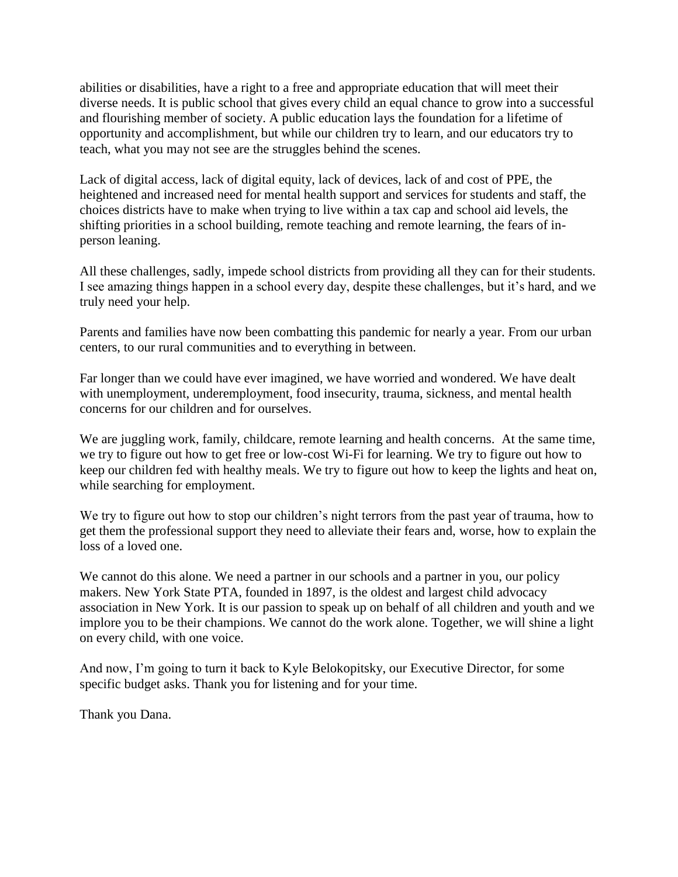abilities or disabilities, have a right to a free and appropriate education that will meet their diverse needs. It is public school that gives every child an equal chance to grow into a successful and flourishing member of society. A public education lays the foundation for a lifetime of opportunity and accomplishment, but while our children try to learn, and our educators try to teach, what you may not see are the struggles behind the scenes.

Lack of digital access, lack of digital equity, lack of devices, lack of and cost of PPE, the heightened and increased need for mental health support and services for students and staff, the choices districts have to make when trying to live within a tax cap and school aid levels, the shifting priorities in a school building, remote teaching and remote learning, the fears of in-person leaning.

All these challenges, sadly, impede school districts from providing all they can for their students. I see amazing things happen in a school every day, despite these challenges, but it's hard, and we truly need your help.

Parents and families have now been combatting this pandemic for nearly a year. From our urban centers, to our rural communities and to everything in between.

Far longer than we could have ever imagined, we have worried and wondered. We have dealt with unemployment, underemployment, food insecurity, trauma, sickness, and mental health concerns for our children and for ourselves.

We are juggling work, family, childcare, remote learning and health concerns. At the same time, we try to figure out how to get free or low-cost Wi-Fi for learning. We try to figure out how to keep our children fed with healthy meals. We try to figure out how to keep the lights and heat on, while searching for employment.

We try to figure out how to stop our children's night terrors from the past year of trauma, how to get them the professional support they need to alleviate their fears and, worse, how to explain the loss of a loved one.

We cannot do this alone. We need a partner in our schools and a partner in you, our policy makers. New York State PTA, founded in 1897, is the oldest and largest child advocacy association in New York. It is our passion to speak up on behalf of all children and youth and we implore you to be their champions. We cannot do the work alone. Together, we will shine a light on every child, with one voice.

And now, I'm going to turn it back to Kyle Belokopitsky, our Executive Director, for some specific budget asks. Thank you for listening and for your time.

Thank you Dana.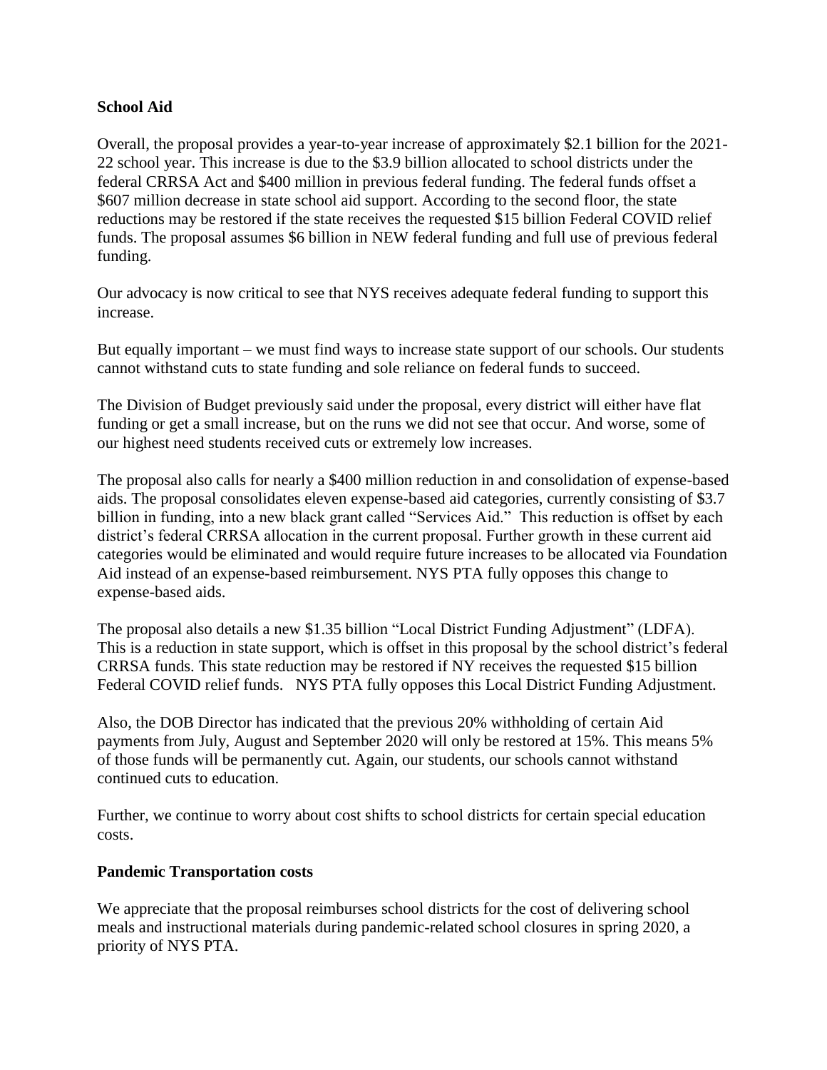**School Aid**

Overall, the proposal provides a year-to-year increase of approximately $2.1 billion for the 2021-22 school year. This increase is due to the $3.9 billion allocated to school districts under the federal CRRSA Act and $400 million in previous federal funding. The federal funds offset a $607 million decrease in state school aid support. According to the second floor, the state reductions may be restored if the state receives the requested $15 billion Federal COVID relief funds. The proposal assumes $6 billion in NEW federal funding and full use of previous federal funding.

Our advocacy is now critical to see that NYS receives adequate federal funding to support this increase.

But equally important – we must find ways to increase state support of our schools. Our students cannot withstand cuts to state funding and sole reliance on federal funds to succeed.

The Division of Budget previously said under the proposal, every district will either have flat funding or get a small increase, but on the runs we did not see that occur. And worse, some of our highest need students received cuts or extremely low increases.

The proposal also calls for nearly a $400 million reduction in and consolidation of expense-based aids. The proposal consolidates eleven expense-based aid categories, currently consisting of $3.7 billion in funding, into a new black grant called "Services Aid." This reduction is offset by each district's federal CRRSA allocation in the current proposal. Further growth in these current aid categories would be eliminated and would require future increases to be allocated via Foundation Aid instead of an expense-based reimbursement. NYS PTA fully opposes this change to expense-based aids.

The proposal also details a new $1.35 billion "Local District Funding Adjustment" (LDFA). This is a reduction in state support, which is offset in this proposal by the school district's federal CRRSA funds. This state reduction may be restored if NY receives the requested $15 billion Federal COVID relief funds. NYS PTA fully opposes this Local District Funding Adjustment.

Also, the DOB Director has indicated that the previous 20% withholding of certain Aid payments from July, August and September 2020 will only be restored at 15%. This means 5% of those funds will be permanently cut. Again, our students, our schools cannot withstand continued cuts to education.

Further, we continue to worry about cost shifts to school districts for certain special education costs.

**Pandemic Transportation costs**

We appreciate that the proposal reimburses school districts for the cost of delivering school meals and instructional materials during pandemic-related school closures in spring 2020, a priority of NYS PTA.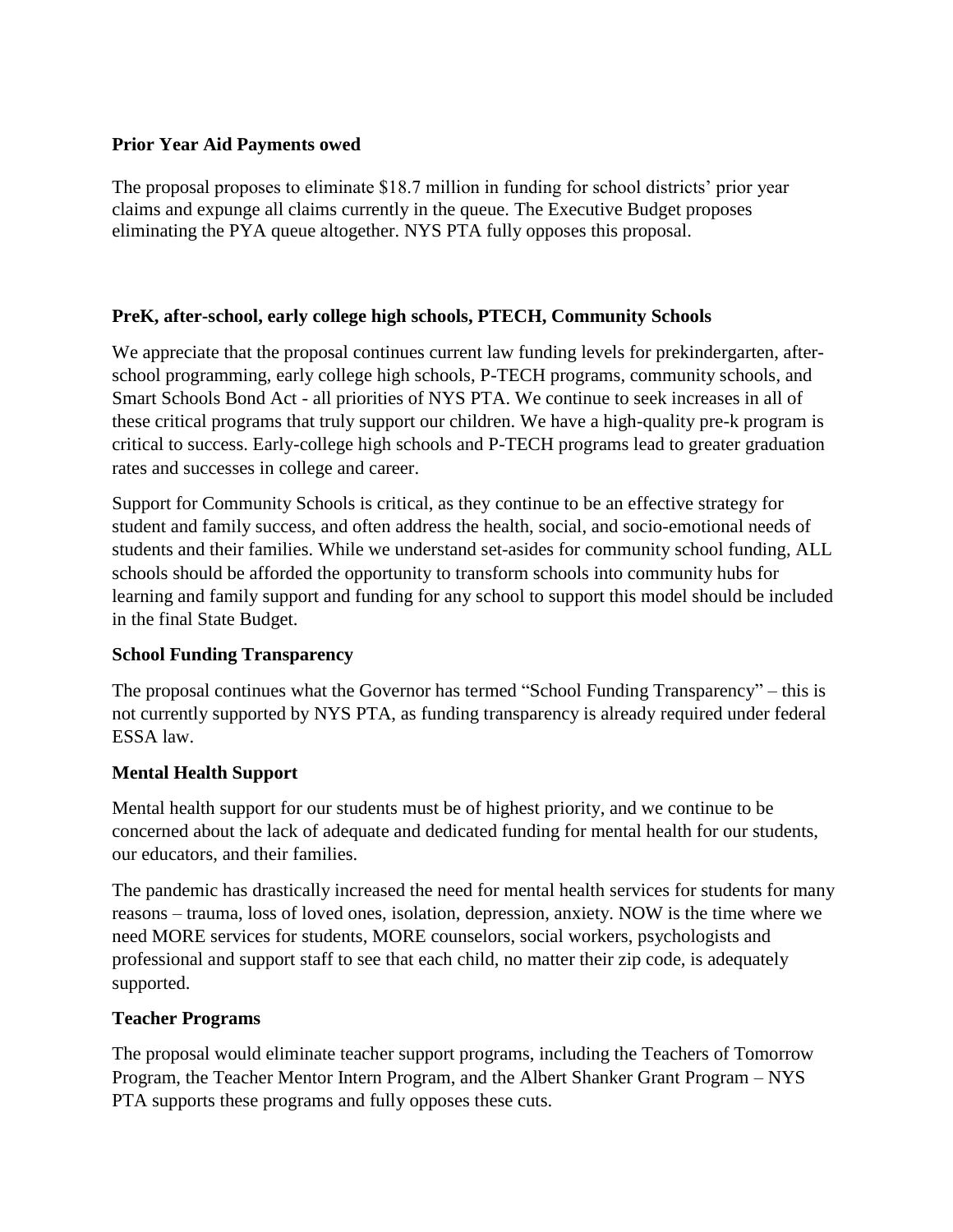**Prior Year Aid Payments owed**

The proposal proposes to eliminate $18.7 million in funding for school districts' prior year claims and expunge all claims currently in the queue. The Executive Budget proposes eliminating the PYA queue altogether. NYS PTA fully opposes this proposal.

**PreK, after-school, early college high schools, PTECH, Community Schools**

We appreciate that the proposal continues current law funding levels for prekindergarten, after-school programming, early college high schools, P-TECH programs, community schools, and Smart Schools Bond Act - all priorities of NYS PTA. We continue to seek increases in all of these critical programs that truly support our children. We have a high-quality pre-k program is critical to success. Early-college high schools and P-TECH programs lead to greater graduation rates and successes in college and career.

Support for Community Schools is critical, as they continue to be an effective strategy for student and family success, and often address the health, social, and socio-emotional needs of students and their families. While we understand set-asides for community school funding, ALL schools should be afforded the opportunity to transform schools into community hubs for learning and family support and funding for any school to support this model should be included in the final State Budget.

**School Funding Transparency**

The proposal continues what the Governor has termed "School Funding Transparency" – this is not currently supported by NYS PTA, as funding transparency is already required under federal ESSA law.

**Mental Health Support**

Mental health support for our students must be of highest priority, and we continue to be concerned about the lack of adequate and dedicated funding for mental health for our students, our educators, and their families.

The pandemic has drastically increased the need for mental health services for students for many reasons – trauma, loss of loved ones, isolation, depression, anxiety. NOW is the time where we need MORE services for students, MORE counselors, social workers, psychologists and professional and support staff to see that each child, no matter their zip code, is adequately supported.

**Teacher Programs**

The proposal would eliminate teacher support programs, including the Teachers of Tomorrow Program, the Teacher Mentor Intern Program, and the Albert Shanker Grant Program – NYS PTA supports these programs and fully opposes these cuts.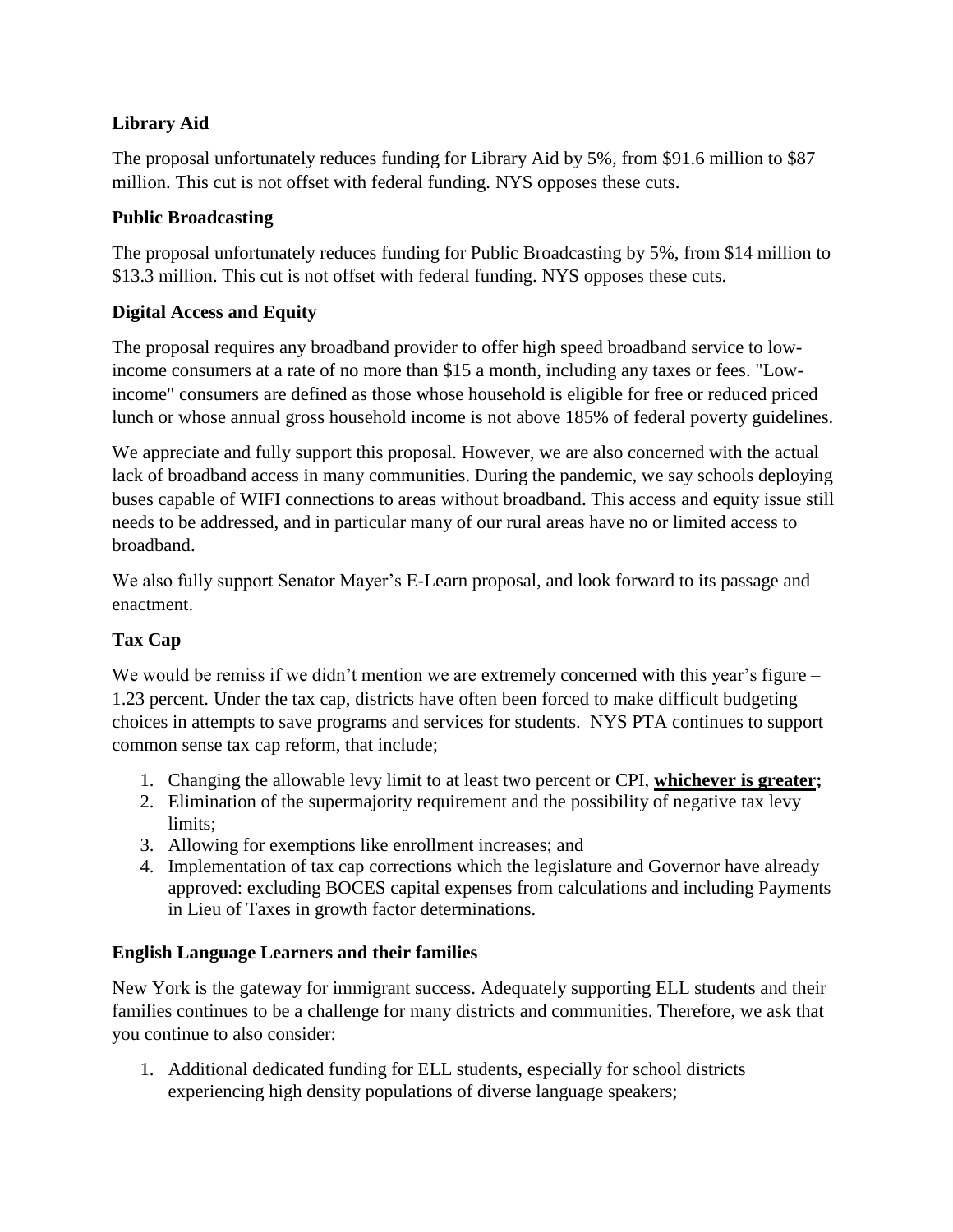**Library Aid**

The proposal unfortunately reduces funding for Library Aid by 5%, from $91.6 million to $87 million. This cut is not offset with federal funding. NYS opposes these cuts.

**Public Broadcasting**

The proposal unfortunately reduces funding for Public Broadcasting by 5%, from $14 million to $13.3 million. This cut is not offset with federal funding. NYS opposes these cuts.

**Digital Access and Equity**

The proposal requires any broadband provider to offer high speed broadband service to low-income consumers at a rate of no more than $15 a month, including any taxes or fees. "Low-income" consumers are defined as those whose household is eligible for free or reduced priced lunch or whose annual gross household income is not above 185% of federal poverty guidelines.

We appreciate and fully support this proposal. However, we are also concerned with the actual lack of broadband access in many communities. During the pandemic, we say schools deploying buses capable of WIFI connections to areas without broadband. This access and equity issue still needs to be addressed, and in particular many of our rural areas have no or limited access to broadband.

We also fully support Senator Mayer's E-Learn proposal, and look forward to its passage and enactment.

**Tax Cap**

We would be remiss if we didn't mention we are extremely concerned with this year's figure – 1.23 percent. Under the tax cap, districts have often been forced to make difficult budgeting choices in attempts to save programs and services for students. NYS PTA continues to support common sense tax cap reform, that include;

1. Changing the allowable levy limit to at least two percent or CPI, **whichever is greater;**
2. Elimination of the supermajority requirement and the possibility of negative tax levy limits;
3. Allowing for exemptions like enrollment increases; and
4. Implementation of tax cap corrections which the legislature and Governor have already approved: excluding BOCES capital expenses from calculations and including Payments in Lieu of Taxes in growth factor determinations.

**English Language Learners and their families**

New York is the gateway for immigrant success. Adequately supporting ELL students and their families continues to be a challenge for many districts and communities. Therefore, we ask that you continue to also consider:

1. Additional dedicated funding for ELL students, especially for school districts experiencing high density populations of diverse language speakers;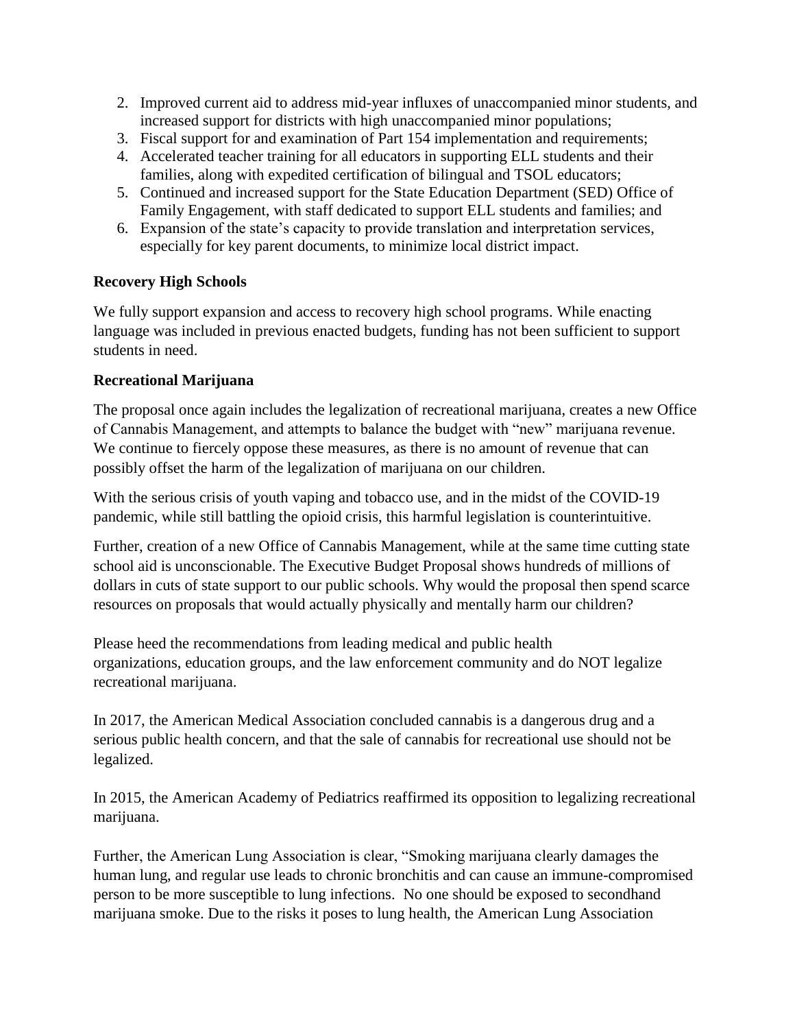2. Improved current aid to address mid-year influxes of unaccompanied minor students, and increased support for districts with high unaccompanied minor populations;
3. Fiscal support for and examination of Part 154 implementation and requirements;
4. Accelerated teacher training for all educators in supporting ELL students and their families, along with expedited certification of bilingual and TSOL educators;
5. Continued and increased support for the State Education Department (SED) Office of Family Engagement, with staff dedicated to support ELL students and families; and
6. Expansion of the state's capacity to provide translation and interpretation services, especially for key parent documents, to minimize local district impact.

**Recovery High Schools**

We fully support expansion and access to recovery high school programs. While enacting language was included in previous enacted budgets, funding has not been sufficient to support students in need.

**Recreational Marijuana**

The proposal once again includes the legalization of recreational marijuana, creates a new Office of Cannabis Management, and attempts to balance the budget with "new" marijuana revenue. We continue to fiercely oppose these measures, as there is no amount of revenue that can possibly offset the harm of the legalization of marijuana on our children.

With the serious crisis of youth vaping and tobacco use, and in the midst of the COVID-19 pandemic, while still battling the opioid crisis, this harmful legislation is counterintuitive.

Further, creation of a new Office of Cannabis Management, while at the same time cutting state school aid is unconscionable. The Executive Budget Proposal shows hundreds of millions of dollars in cuts of state support to our public schools. Why would the proposal then spend scarce resources on proposals that would actually physically and mentally harm our children?

Please heed the recommendations from leading medical and public health organizations, education groups, and the law enforcement community and do NOT legalize recreational marijuana.

In 2017, the American Medical Association concluded cannabis is a dangerous drug and a serious public health concern, and that the sale of cannabis for recreational use should not be legalized.

In 2015, the American Academy of Pediatrics reaffirmed its opposition to legalizing recreational marijuana.

Further, the American Lung Association is clear, "Smoking marijuana clearly damages the human lung, and regular use leads to chronic bronchitis and can cause an immune-compromised person to be more susceptible to lung infections. No one should be exposed to secondhand marijuana smoke. Due to the risks it poses to lung health, the American Lung Association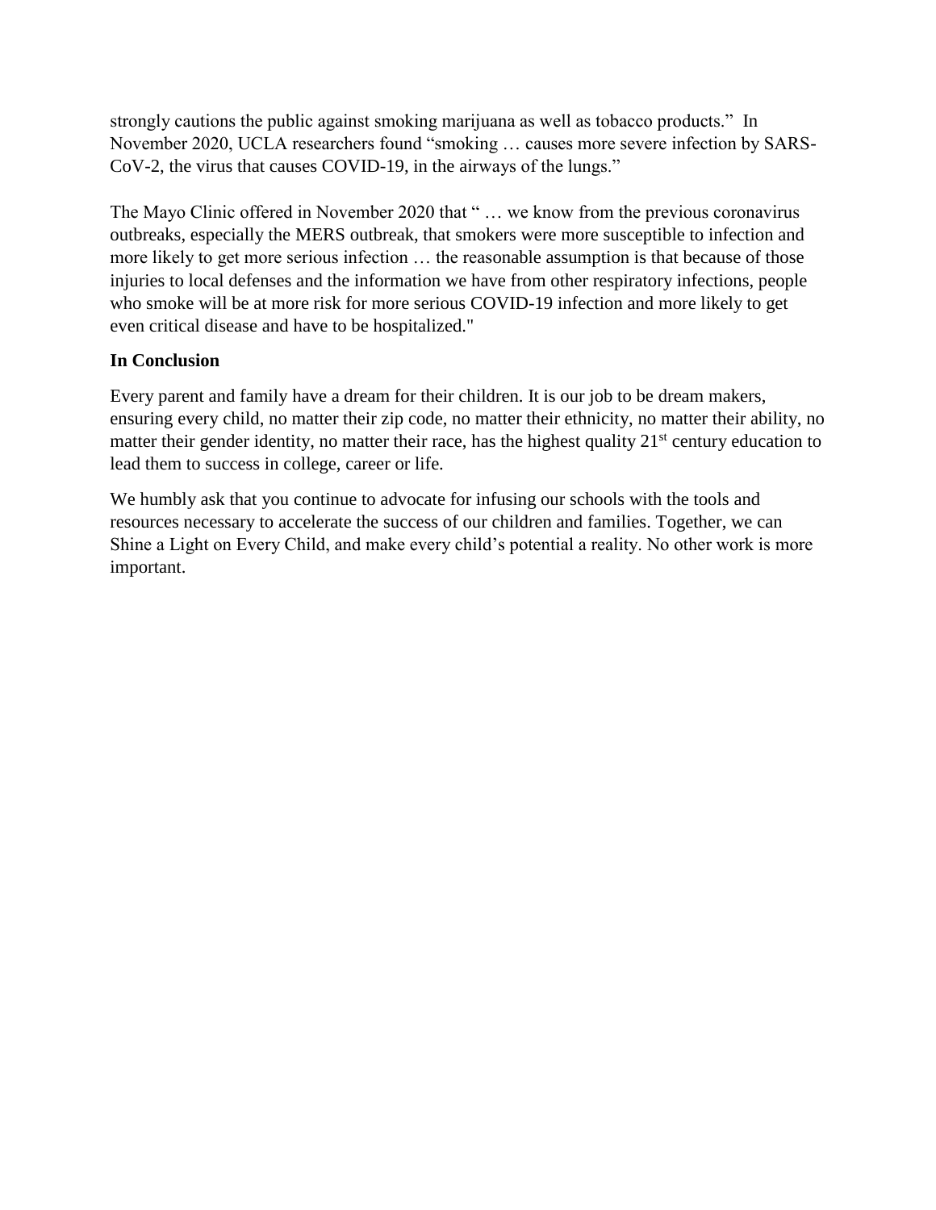strongly cautions the public against smoking marijuana as well as tobacco products." In November 2020, UCLA researchers found "smoking … causes more severe infection by SARS-CoV-2, the virus that causes COVID-19, in the airways of the lungs."

The Mayo Clinic offered in November 2020 that " … we know from the previous coronavirus outbreaks, especially the MERS outbreak, that smokers were more susceptible to infection and more likely to get more serious infection … the reasonable assumption is that because of those injuries to local defenses and the information we have from other respiratory infections, people who smoke will be at more risk for more serious COVID-19 infection and more likely to get even critical disease and have to be hospitalized."

**In Conclusion**

Every parent and family have a dream for their children. It is our job to be dream makers, ensuring every child, no matter their zip code, no matter their ethnicity, no matter their ability, no matter their gender identity, no matter their race, has the highest quality 21st century education to lead them to success in college, career or life.

We humbly ask that you continue to advocate for infusing our schools with the tools and resources necessary to accelerate the success of our children and families. Together, we can Shine a Light on Every Child, and make every child's potential a reality. No other work is more important.